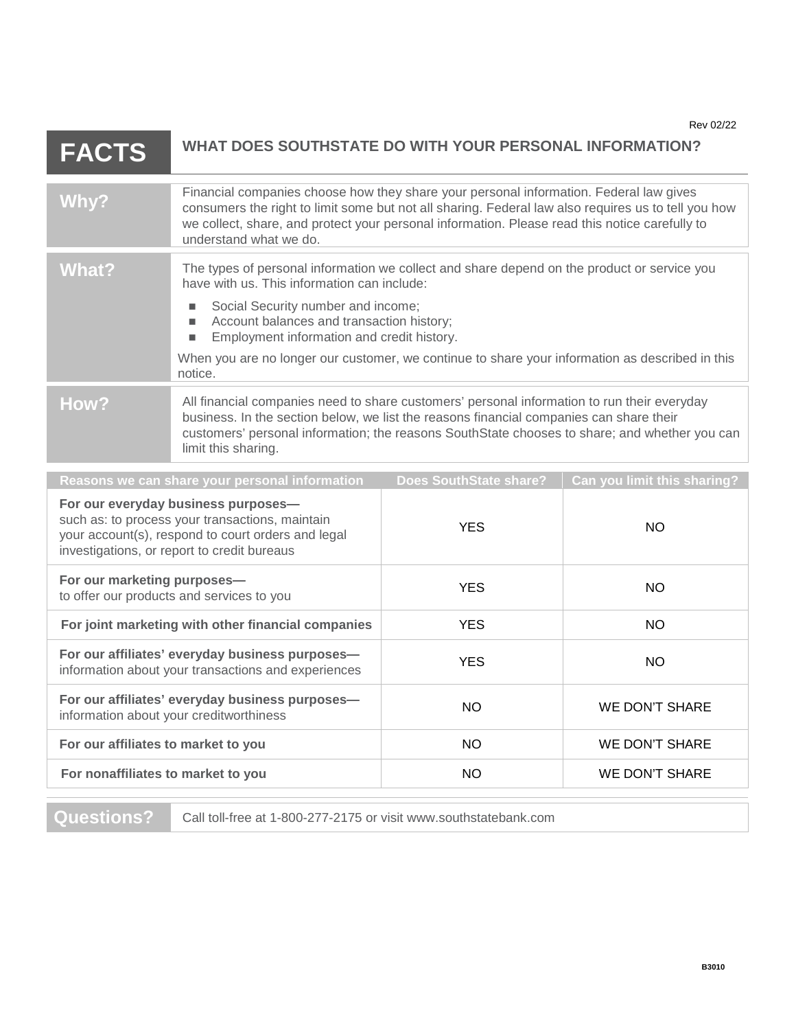Rev 02/22

# FACTS — WHAT DOES SOUTHSTATE DO WITH YOUR PERSONAL INFORMATION?

| | |
|---|---|
| **Why?** | Financial companies choose how they share your personal information. Federal law gives consumers the right to limit some but not all sharing. Federal law also requires us to tell you how we collect, share, and protect your personal information. Please read this notice carefully to understand what we do. |
| **What?** | The types of personal information we collect and share depend on the product or service you have with us. This information can include:<br>▪ Social Security number and income;<br>▪ Account balances and transaction history;<br>▪ Employment information and credit history.<br>When you are no longer our customer, we continue to share your information as described in this notice. |
| **How?** | All financial companies need to share customers' personal information to run their everyday business. In the section below, we list the reasons financial companies can share their customers' personal information; the reasons SouthState chooses to share; and whether you can limit this sharing. |

| Reasons we can share your personal information | Does SouthState share? | Can you limit this sharing? |
|---|---|---|
| **For our everyday business purposes—** such as: to process your transactions, maintain your account(s), respond to court orders and legal investigations, or report to credit bureaus | YES | NO |
| **For our marketing purposes—** to offer our products and services to you | YES | NO |
| **For joint marketing with other financial companies** | YES | NO |
| **For our affiliates' everyday business purposes—** information about your transactions and experiences | YES | NO |
| **For our affiliates' everyday business purposes—** information about your creditworthiness | NO | WE DON'T SHARE |
| **For our affiliates to market to you** | NO | WE DON'T SHARE |
| **For nonaffiliates to market to you** | NO | WE DON'T SHARE |

| | |
|---|---|
| **Questions?** | Call toll-free at 1-800-277-2175 or visit www.southstatebank.com |

B3010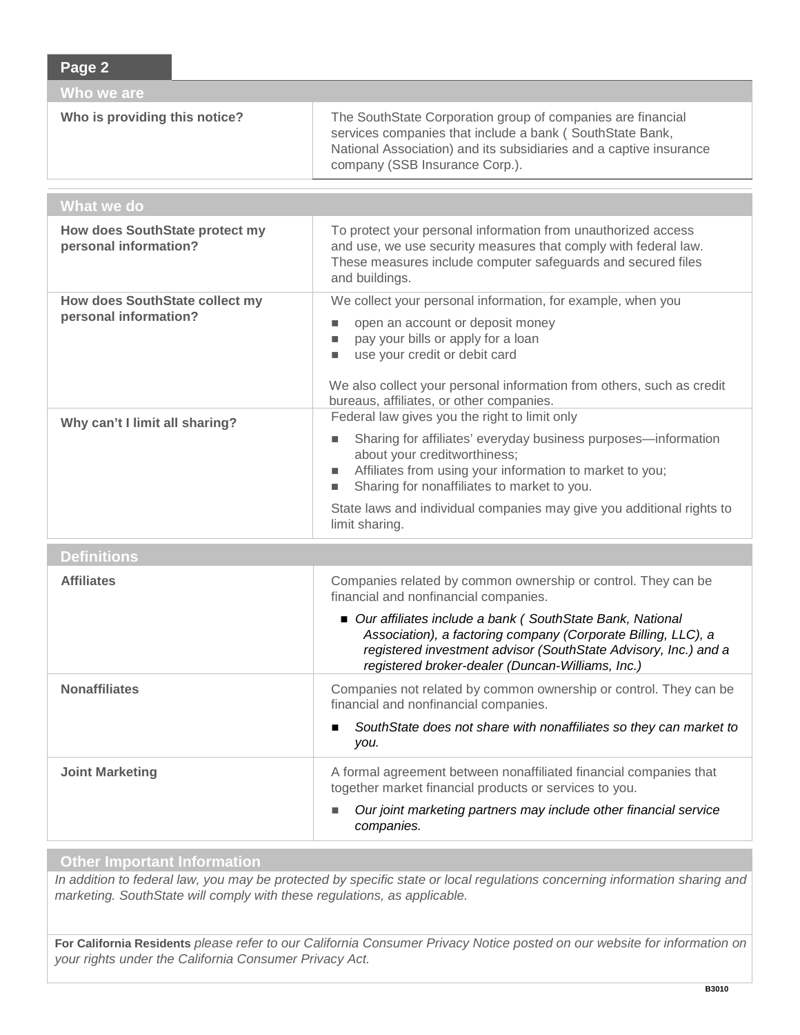## Page 2

| Who we are | |
|---|---|
| **Who is providing this notice?** | The SouthState Corporation group of companies are financial services companies that include a bank ( SouthState Bank, National Association) and its subsidiaries and a captive insurance company (SSB Insurance Corp.). |

| What we do | |
|---|---|
| **How does SouthState protect my personal information?** | To protect your personal information from unauthorized access and use, we use security measures that comply with federal law. These measures include computer safeguards and secured files and buildings. |
| **How does SouthState collect my personal information?** | We collect your personal information, for example, when you<br>■ open an account or deposit money<br>■ pay your bills or apply for a loan<br>■ use your credit or debit card<br><br>We also collect your personal information from others, such as credit bureaus, affiliates, or other companies. |
| **Why can't I limit all sharing?** | Federal law gives you the right to limit only<br>■ Sharing for affiliates' everyday business purposes—information about your creditworthiness;<br>■ Affiliates from using your information to market to you;<br>■ Sharing for nonaffiliates to market to you.<br><br>State laws and individual companies may give you additional rights to limit sharing. |

| Definitions | |
|---|---|
| **Affiliates** | Companies related by common ownership or control. They can be financial and nonfinancial companies.<br>■ *Our affiliates include a bank ( SouthState Bank, National Association), a factoring company (Corporate Billing, LLC), a registered investment advisor (SouthState Advisory, Inc.) and a registered broker-dealer (Duncan-Williams, Inc.)* |
| **Nonaffiliates** | Companies not related by common ownership or control. They can be financial and nonfinancial companies.<br>■ *SouthState does not share with nonaffiliates so they can market to you.* |
| **Joint Marketing** | A formal agreement between nonaffiliated financial companies that together market financial products or services to you.<br>■ *Our joint marketing partners may include other financial service companies.* |

### Other Important Information

*In addition to federal law, you may be protected by specific state or local regulations concerning information sharing and marketing. SouthState will comply with these regulations, as applicable.*

**For California Residents** *please refer to our California Consumer Privacy Notice posted on our website for information on your rights under the California Consumer Privacy Act.*

B3010